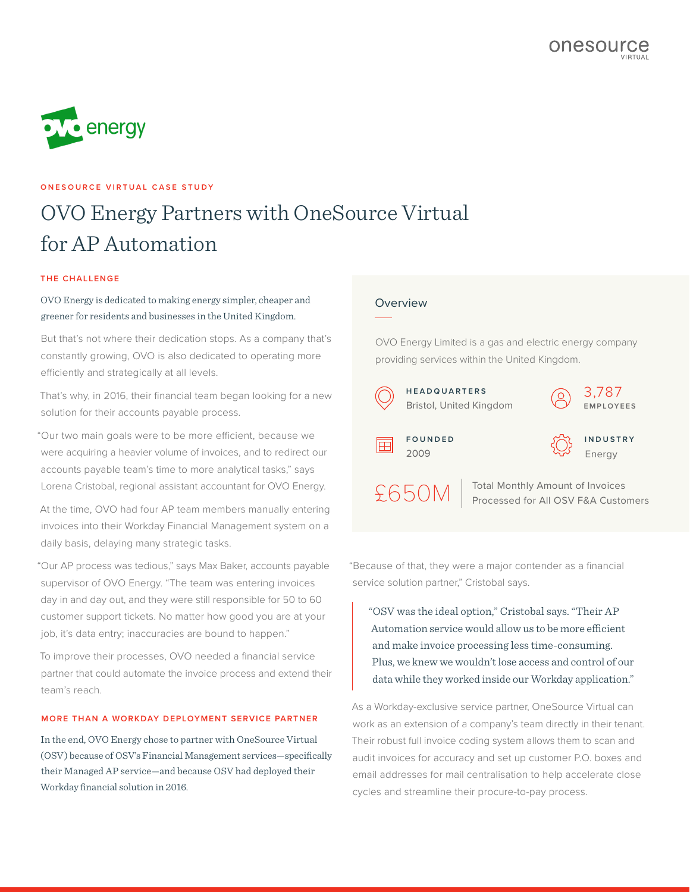ONESOURCE VIRTUAL CASE STUDY

# OVO Energy Partners with OneSource Virtual for AP Automation

## THE CHALLENGE

OVO Energy is dedicated to making energy simpler, cheaper and greener for residents and businesses in the United Kingdom.

But that's not where their dedication stops. As a company that's constantly growing, OVO is also dedicated to operating more efficiently and strategically at all levels.

That's why, in 2016, their financial team began looking for a new solution for their accounts payable process.

"Our two main goals were to be more efficient, because we were acquiring a heavier volume of invoices, and to redirect our accounts payable team's time to more analytical tasks," says Lorena Cristobal, regional assistant accountant for OVO Energy.

At the time, OVO had four AP team members manually entering invoices into their Workday Financial Management system on a daily basis, delaying many strategic tasks.

"Our AP process was tedious," says Max Baker, accounts payable supervisor of OVO Energy. "The team was entering invoices day in and day out, and they were still responsible for 50 to 60 customer support tickets. No matter how good you are at your job, it's data entry; inaccuracies are bound to happen."

To improve their processes, OVO needed a financial service partner that could automate the invoice process and extend their team's reach.

## MORE THAN A WORKDAY DEPLOYMENT SERVICE PARTNER

In the end, OVO Energy chose to partner with OneSource Virtual (OSV) because of OSV's Financial Management services—specifically their Managed AP service—and because OSV had deployed their Workday financial solution in 2016.

"Because of that, they were a major contender as a financial service solution partner," Cristobal says.

> "OSV was the ideal option," Cristobal says. "Their AP Automation service would allow us to be more efficient and make invoice processing less time-consuming. Plus, we knew we wouldn't lose access and control of our data while they worked inside our Workday application."

As a Workday-exclusive service partner, OneSource Virtual can work as an extension of a company's team directly in their tenant. Their robust full invoice coding system allows them to scan and audit invoices for accuracy and set up customer P.O. boxes and email addresses for mail centralisation to help accelerate close cycles and streamline their procure-to-pay process.

### Overview

OVO Energy Limited is a gas and electric energy company providing services within the United Kingdom.

**HEADQUARTERS**
Bristol, United Kingdom

**3,787**
**EMPLOYEES**

**FOUNDED**
2009

**INDUSTRY**
Energy

**£650M** — Total Monthly Amount of Invoices Processed for All OSV F&A Customers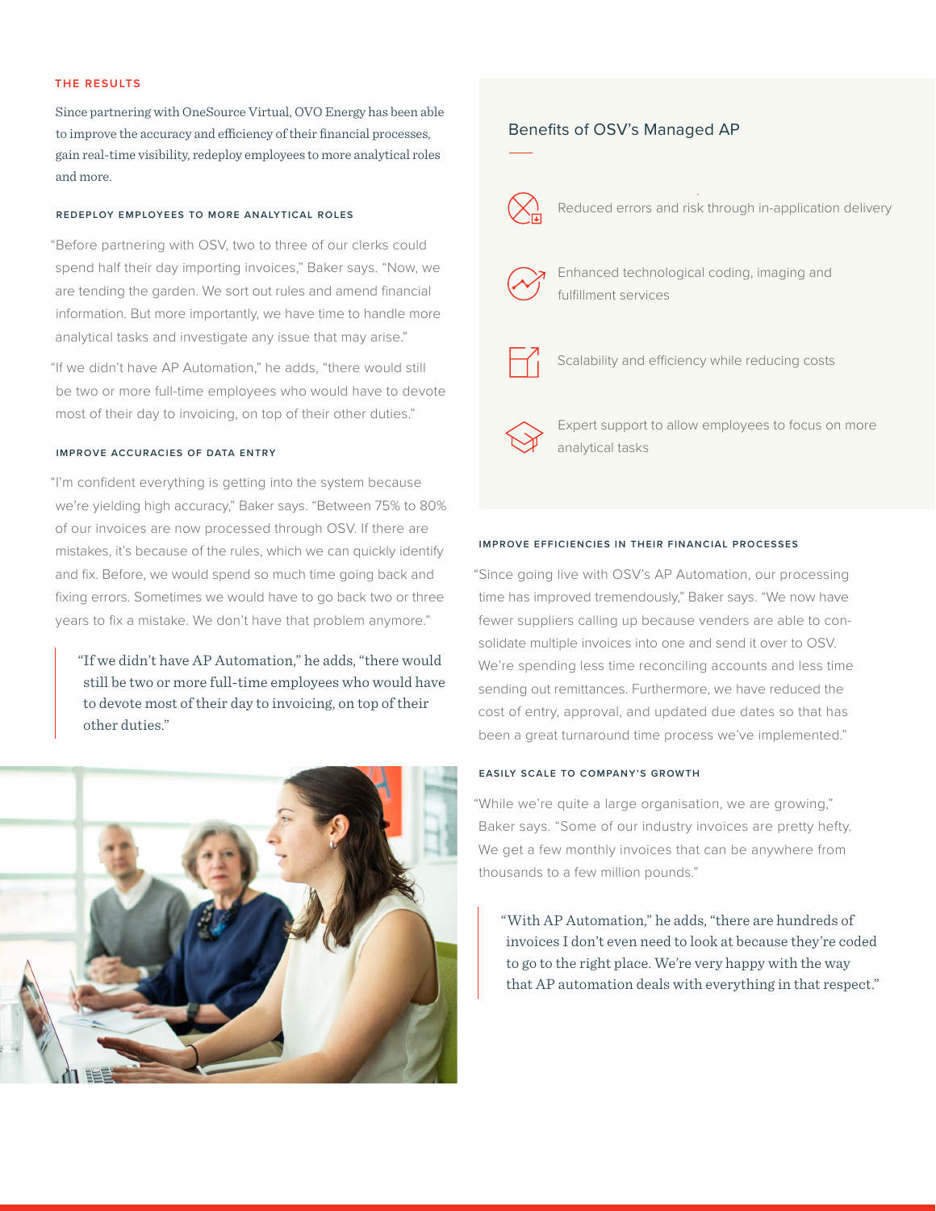## THE RESULTS

Since partnering with OneSource Virtual, OVO Energy has been able to improve the accuracy and efficiency of their financial processes, gain real-time visibility, redeploy employees to more analytical roles and more.

### REDEPLOY EMPLOYEES TO MORE ANALYTICAL ROLES

"Before partnering with OSV, two to three of our clerks could spend half their day importing invoices," Baker says. "Now, we are tending the garden. We sort out rules and amend financial information. But more importantly, we have time to handle more analytical tasks and investigate any issue that may arise."

"If we didn't have AP Automation," he adds, "there would still be two or more full-time employees who would have to devote most of their day to invoicing, on top of their other duties."

### IMPROVE ACCURACIES OF DATA ENTRY

"I'm confident everything is getting into the system because we're yielding high accuracy," Baker says. "Between 75% to 80% of our invoices are now processed through OSV. If there are mistakes, it's because of the rules, which we can quickly identify and fix. Before, we would spend so much time going back and fixing errors. Sometimes we would have to go back two or three years to fix a mistake. We don't have that problem anymore."

> "If we didn't have AP Automation," he adds, "there would still be two or more full-time employees who would have to devote most of their day to invoicing, on top of their other duties."

## Benefits of OSV's Managed AP

- Reduced errors and risk through in-application delivery
- Enhanced technological coding, imaging and fulfillment services
- Scalability and efficiency while reducing costs
- Expert support to allow employees to focus on more analytical tasks

### IMPROVE EFFICIENCIES IN THEIR FINANCIAL PROCESSES

"Since going live with OSV's AP Automation, our processing time has improved tremendously," Baker says. "We now have fewer suppliers calling up because venders are able to consolidate multiple invoices into one and send it over to OSV. We're spending less time reconciling accounts and less time sending out remittances. Furthermore, we have reduced the cost of entry, approval, and updated due dates so that has been a great turnaround time process we've implemented."

### EASILY SCALE TO COMPANY'S GROWTH

"While we're quite a large organisation, we are growing," Baker says. "Some of our industry invoices are pretty hefty. We get a few monthly invoices that can be anywhere from thousands to a few million pounds."

> "With AP Automation," he adds, "there are hundreds of invoices I don't even need to look at because they're coded to go to the right place. We're very happy with the way that AP automation deals with everything in that respect."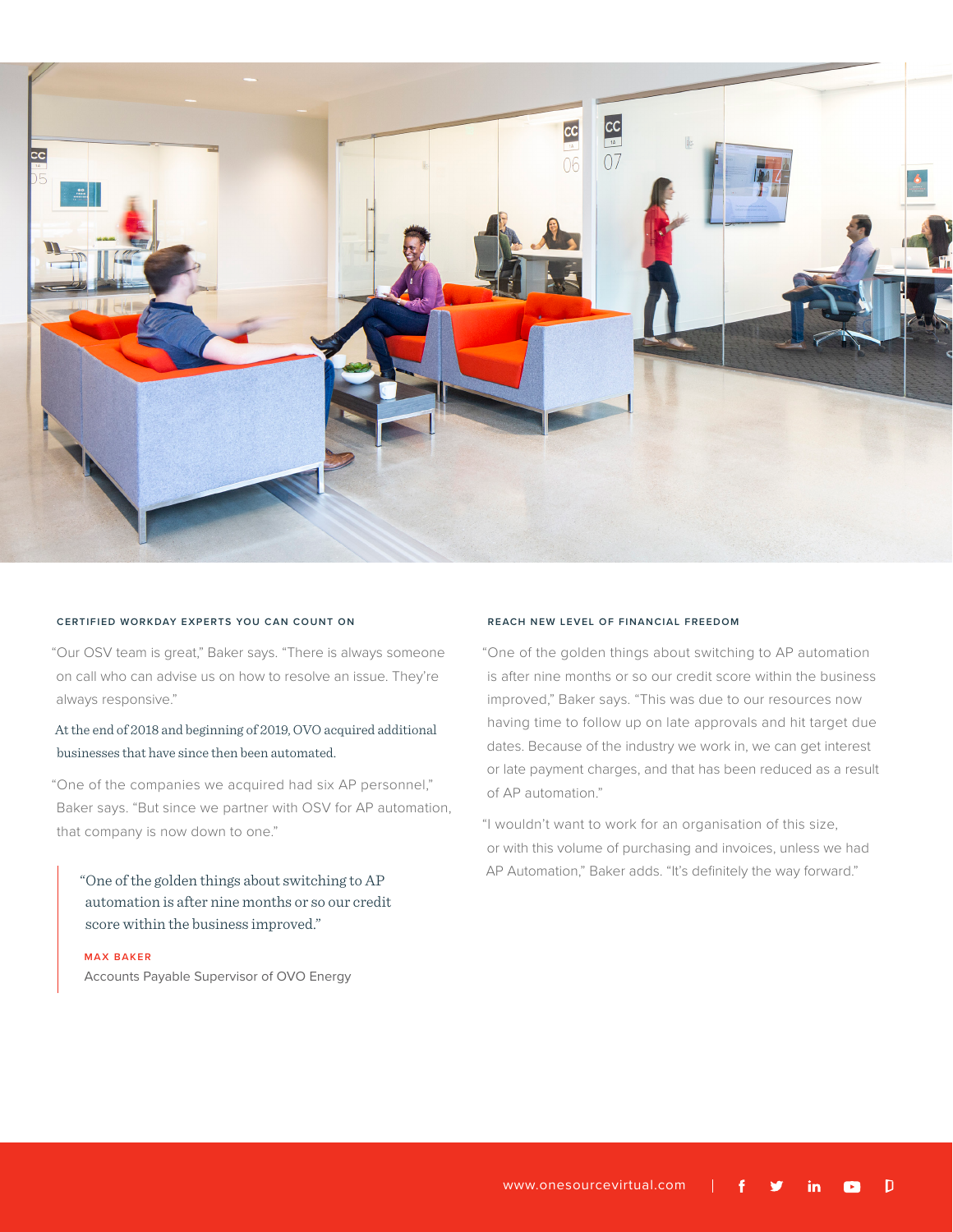### CERTIFIED WORKDAY EXPERTS YOU CAN COUNT ON

"Our OSV team is great," Baker says. "There is always someone on call who can advise us on how to resolve an issue. They're always responsive."

At the end of 2018 and beginning of 2019, OVO acquired additional businesses that have since then been automated.

"One of the companies we acquired had six AP personnel," Baker says. "But since we partner with OSV for AP automation, that company is now down to one."

> "One of the golden things about switching to AP automation is after nine months or so our credit score within the business improved."
>
> **MAX BAKER**
> Accounts Payable Supervisor of OVO Energy

### REACH NEW LEVEL OF FINANCIAL FREEDOM

"One of the golden things about switching to AP automation is after nine months or so our credit score within the business improved," Baker says. "This was due to our resources now having time to follow up on late approvals and hit target due dates. Because of the industry we work in, we can get interest or late payment charges, and that has been reduced as a result of AP automation."

"I wouldn't want to work for an organisation of this size, or with this volume of purchasing and invoices, unless we had AP Automation," Baker adds. "It's definitely the way forward."

www.onesourcevirtual.com